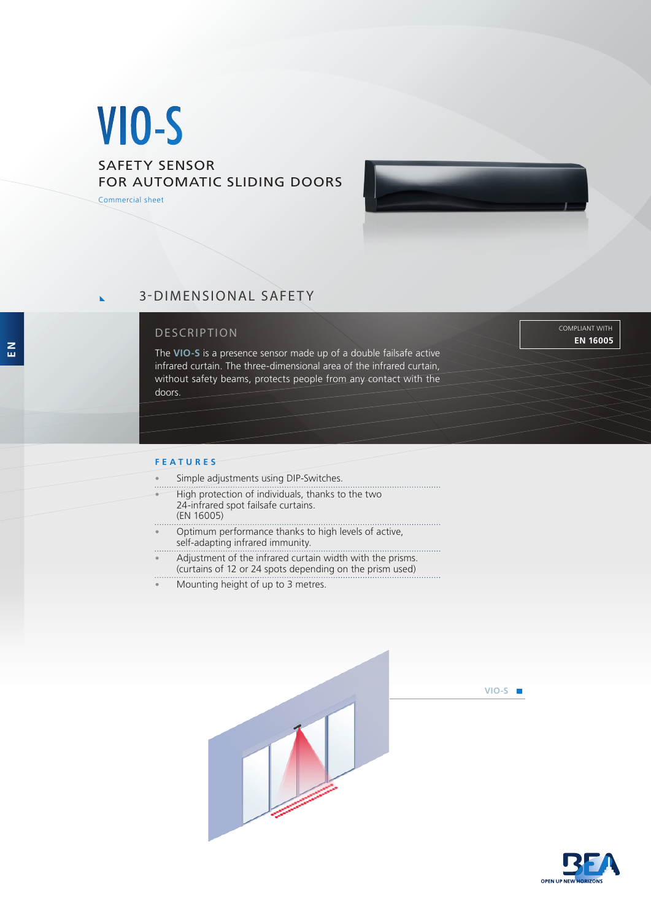# VIO-S

## SAFETY SENSOR FOR AUTOMATIC SLIDING DOORS

Commercial sheet

EN

## 3-DIMENSIONAL SAFETY

### DESCRIPTION

COMPLIANT WITH **EN 16005**

The **VIO-S** is a presence sensor made up of a double failsafe active infrared curtain. The three-dimensional area of the infrared curtain, without safety beams, protects people from any contact with the doors.

### FEATURES

- Simple adjustments using DIP-Switches.
- High protection of individuals, thanks to the two 24-infrared spot failsafe curtains. (EN 16005)
- Optimum performance thanks to high levels of active, self-adapting infrared immunity.
- Adjustment of the infrared curtain width with the prisms. (curtains of 12 or 24 spots depending on the prism used)
- Mounting height of up to 3 metres.

VIO-S

BEA — OPEN UP NEW HORIZONS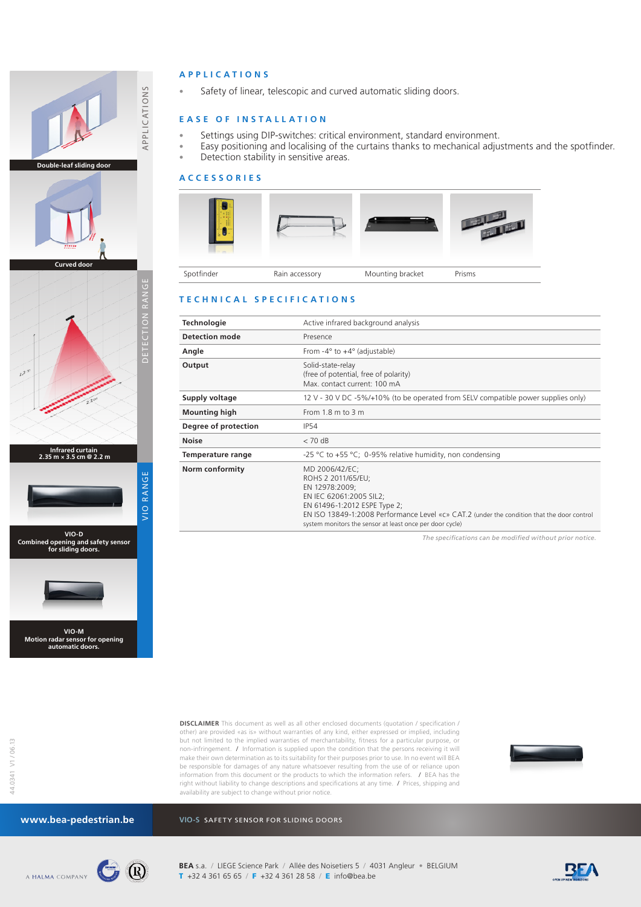APPLICATIONS

Double-leaf sliding door

Curved door

DETECTION RANGE

2.2 m

2.3 m

Infrared curtain
2.35 m × 3.5 cm @ 2.2 m

VIO RANGE

VIO-D
Combined opening and safety sensor for sliding doors.

VIO-M
Motion radar sensor for opening automatic doors.

## APPLICATIONS

- Safety of linear, telescopic and curved automatic sliding doors.

## EASE OF INSTALLATION

- Settings using DIP-switches: critical environment, standard environment.
- Easy positioning and localising of the curtains thanks to mechanical adjustments and the spotfinder.
- Detection stability in sensitive areas.

## ACCESSORIES

Spotfinder | Rain accessory | Mounting bracket | Prisms

## TECHNICAL SPECIFICATIONS

| | |
|---|---|
| **Technologie** | Active infrared background analysis |
| **Detection mode** | Presence |
| **Angle** | From -4° to +4° (adjustable) |
| **Output** | Solid-state-relay<br>(free of potential, free of polarity)<br>Max. contact current: 100 mA |
| **Supply voltage** | 12 V - 30 V DC -5%/+10% (to be operated from SELV compatible power supplies only) |
| **Mounting high** | From 1.8 m to 3 m |
| **Degree of protection** | IP54 |
| **Noise** | < 70 dB |
| **Temperature range** | -25 °C to +55 °C; 0-95% relative humidity, non condensing |
| **Norm conformity** | MD 2006/42/EC;<br>ROHS 2 2011/65/EU;<br>EN 12978:2009;<br>EN IEC 62061:2005 SIL2;<br>EN 61496-1:2012 ESPE Type 2;<br>EN ISO 13849-1:2008 Performance Level «c» CAT.2 (under the condition that the door control system monitors the sensor at least once per door cycle) |

*The specifications can be modified without prior notice.*

**DISCLAIMER** This document as well as all other enclosed documents (quotation / specification / other) are provided «as is» without warranties of any kind, either expressed or implied, including but not limited to the implied warranties of merchantability, fitness for a particular purpose, or non-infringement. / Information is supplied upon the condition that the persons receiving it will make their own determination as to its suitability for their purposes prior to use. In no event will BEA be responsible for damages of any nature whatsoever resulting from the use of or reliance upon information from this document or the products to which the information refers. / BEA has the right without liability to change descriptions and specifications at any time. / Prices, shipping and availability are subject to change without prior notice.

44.0341 V1/06.13

**www.bea-pedestrian.be**

VIO-S SAFETY SENSOR FOR SLIDING DOORS

A HALMA COMPANY

**BEA** s.a. / LIEGE Science Park / Allée des Noisetiers 5 / 4031 Angleur • BELGIUM
**T** +32 4 361 65 65 / **F** +32 4 361 28 58 / **E** info@bea.be